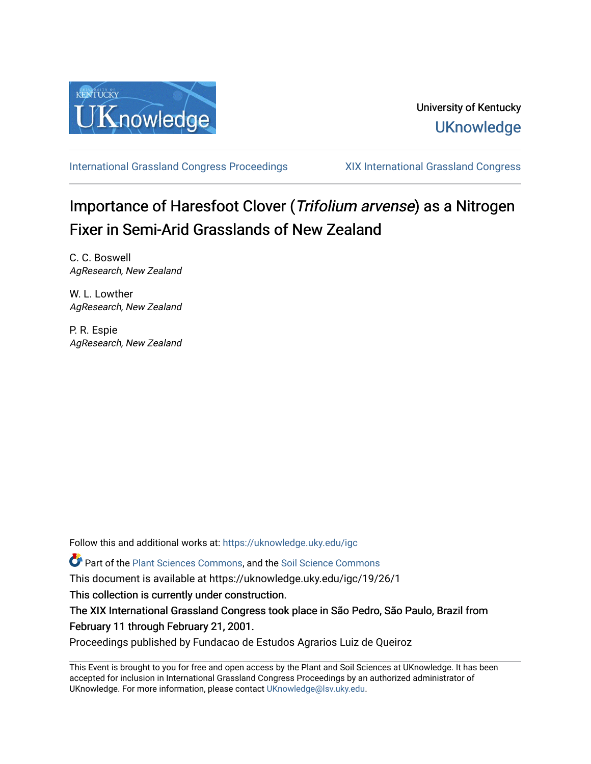University of Kentucky

UKnowledge

International Grassland Congress Proceedings | XIX International Grassland Congress

# Importance of Haresfoot Clover (*Trifolium arvense*) as a Nitrogen Fixer in Semi-Arid Grasslands of New Zealand

C. C. Boswell
*AgResearch, New Zealand*

W. L. Lowther
*AgResearch, New Zealand*

P. R. Espie
*AgResearch, New Zealand*

Follow this and additional works at: https://uknowledge.uky.edu/igc

Part of the Plant Sciences Commons, and the Soil Science Commons

This document is available at https://uknowledge.uky.edu/igc/19/26/1

This collection is currently under construction.

The XIX International Grassland Congress took place in São Pedro, São Paulo, Brazil from February 11 through February 21, 2001.

Proceedings published by Fundacao de Estudos Agrarios Luiz de Queiroz

This Event is brought to you for free and open access by the Plant and Soil Sciences at UKnowledge. It has been accepted for inclusion in International Grassland Congress Proceedings by an authorized administrator of UKnowledge. For more information, please contact UKnowledge@lsv.uky.edu.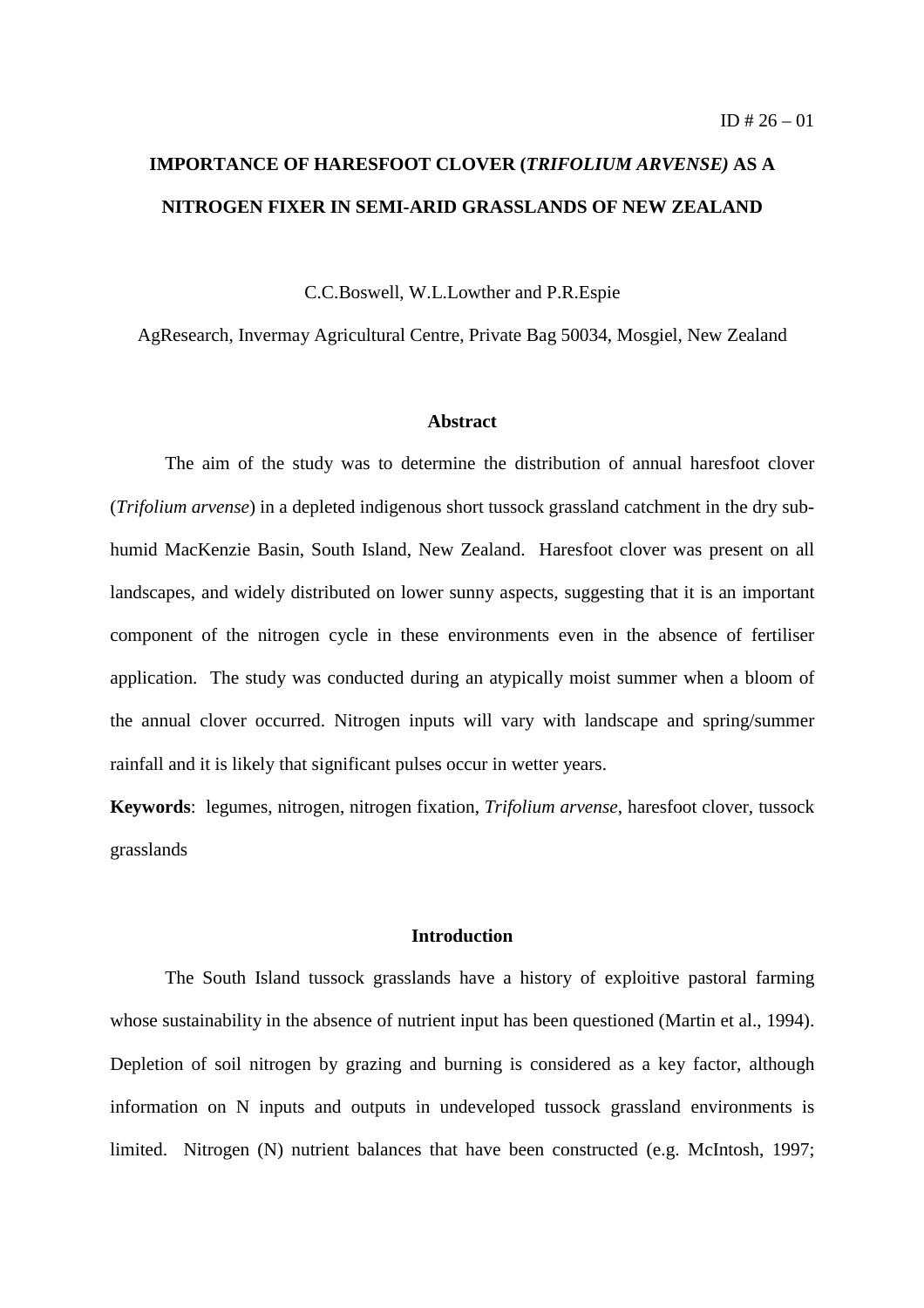ID # 26 – 01

# IMPORTANCE OF HARESFOOT CLOVER (*TRIFOLIUM ARVENSE)* AS A NITROGEN FIXER IN SEMI-ARID GRASSLANDS OF NEW ZEALAND

C.C.Boswell, W.L.Lowther and P.R.Espie

AgResearch, Invermay Agricultural Centre, Private Bag 50034, Mosgiel, New Zealand

## Abstract

The aim of the study was to determine the distribution of annual haresfoot clover (*Trifolium arvense*) in a depleted indigenous short tussock grassland catchment in the dry sub-humid MacKenzie Basin, South Island, New Zealand. Haresfoot clover was present on all landscapes, and widely distributed on lower sunny aspects, suggesting that it is an important component of the nitrogen cycle in these environments even in the absence of fertiliser application. The study was conducted during an atypically moist summer when a bloom of the annual clover occurred. Nitrogen inputs will vary with landscape and spring/summer rainfall and it is likely that significant pulses occur in wetter years.

**Keywords**: legumes, nitrogen, nitrogen fixation, *Trifolium arvense*, haresfoot clover, tussock grasslands

## Introduction

The South Island tussock grasslands have a history of exploitive pastoral farming whose sustainability in the absence of nutrient input has been questioned (Martin et al., 1994). Depletion of soil nitrogen by grazing and burning is considered as a key factor, although information on N inputs and outputs in undeveloped tussock grassland environments is limited. Nitrogen (N) nutrient balances that have been constructed (e.g. McIntosh, 1997;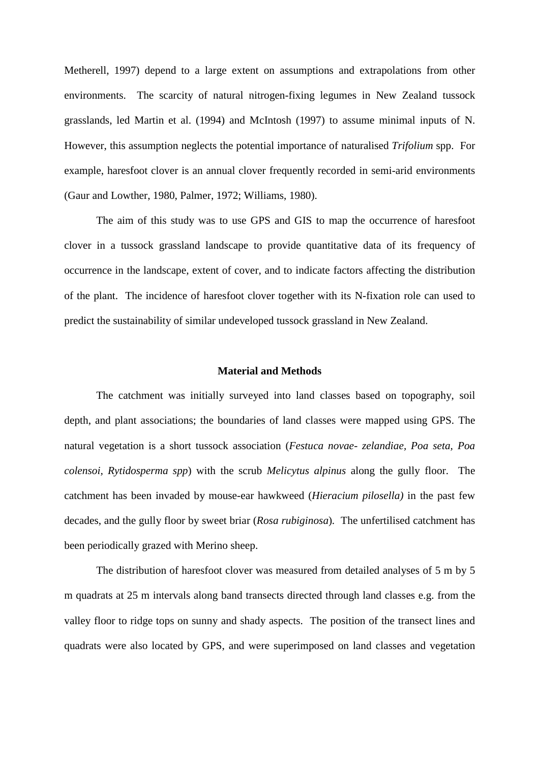Metherell, 1997) depend to a large extent on assumptions and extrapolations from other environments. The scarcity of natural nitrogen-fixing legumes in New Zealand tussock grasslands, led Martin et al. (1994) and McIntosh (1997) to assume minimal inputs of N. However, this assumption neglects the potential importance of naturalised *Trifolium* spp. For example, haresfoot clover is an annual clover frequently recorded in semi-arid environments (Gaur and Lowther, 1980, Palmer, 1972; Williams, 1980).

The aim of this study was to use GPS and GIS to map the occurrence of haresfoot clover in a tussock grassland landscape to provide quantitative data of its frequency of occurrence in the landscape, extent of cover, and to indicate factors affecting the distribution of the plant. The incidence of haresfoot clover together with its N-fixation role can used to predict the sustainability of similar undeveloped tussock grassland in New Zealand.

## Material and Methods

The catchment was initially surveyed into land classes based on topography, soil depth, and plant associations; the boundaries of land classes were mapped using GPS. The natural vegetation is a short tussock association (*Festuca novae- zelandiae, Poa seta, Poa colensoi, Rytidosperma spp*) with the scrub *Melicytus alpinus* along the gully floor. The catchment has been invaded by mouse-ear hawkweed (*Hieracium pilosella)* in the past few decades, and the gully floor by sweet briar (*Rosa rubiginosa*). The unfertilised catchment has been periodically grazed with Merino sheep.

The distribution of haresfoot clover was measured from detailed analyses of 5 m by 5 m quadrats at 25 m intervals along band transects directed through land classes e.g. from the valley floor to ridge tops on sunny and shady aspects. The position of the transect lines and quadrats were also located by GPS, and were superimposed on land classes and vegetation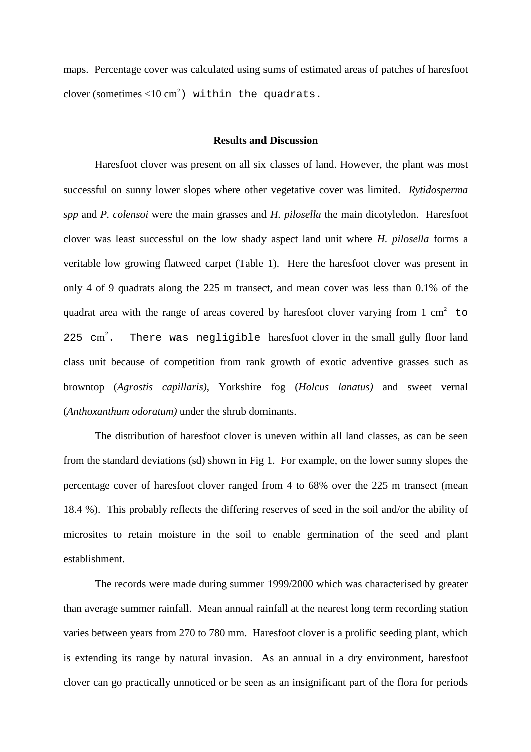maps. Percentage cover was calculated using sums of estimated areas of patches of haresfoot clover (sometimes <10 $cm^2$) within the quadrats.

## Results and Discussion

Haresfoot clover was present on all six classes of land. However, the plant was most successful on sunny lower slopes where other vegetative cover was limited. *Rytidosperma spp* and *P. colensoi* were the main grasses and *H. pilosella* the main dicotyledon. Haresfoot clover was least successful on the low shady aspect land unit where *H. pilosella* forms a veritable low growing flatweed carpet (Table 1). Here the haresfoot clover was present in only 4 of 9 quadrats along the 225 m transect, and mean cover was less than 0.1% of the quadrat area with the range of areas covered by haresfoot clover varying from 1 $cm^2$ to 225 $cm^2$. There was negligible haresfoot clover in the small gully floor land class unit because of competition from rank growth of exotic adventive grasses such as browntop (*Agrostis capillaris)*, Yorkshire fog (*Holcus lanatus)* and sweet vernal (*Anthoxanthum odoratum)* under the shrub dominants.

The distribution of haresfoot clover is uneven within all land classes, as can be seen from the standard deviations (sd) shown in Fig 1. For example, on the lower sunny slopes the percentage cover of haresfoot clover ranged from 4 to 68% over the 225 m transect (mean 18.4 %). This probably reflects the differing reserves of seed in the soil and/or the ability of microsites to retain moisture in the soil to enable germination of the seed and plant establishment.

The records were made during summer 1999/2000 which was characterised by greater than average summer rainfall. Mean annual rainfall at the nearest long term recording station varies between years from 270 to 780 mm. Haresfoot clover is a prolific seeding plant, which is extending its range by natural invasion. As an annual in a dry environment, haresfoot clover can go practically unnoticed or be seen as an insignificant part of the flora for periods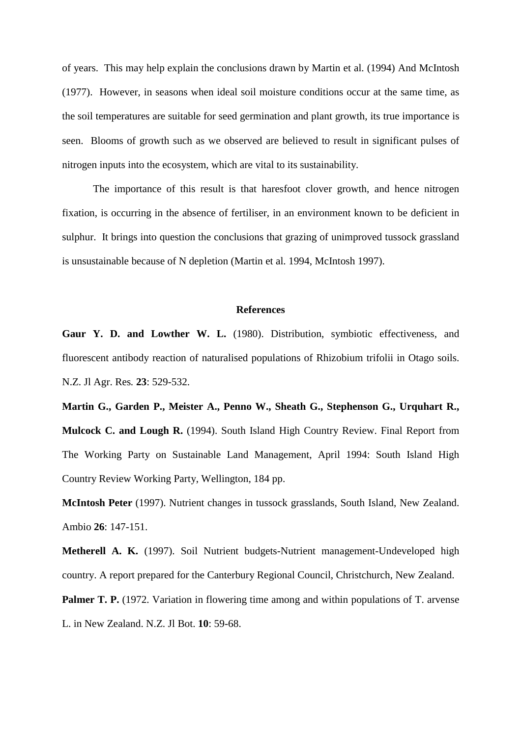of years. This may help explain the conclusions drawn by Martin et al. (1994) And McIntosh (1977). However, in seasons when ideal soil moisture conditions occur at the same time, as the soil temperatures are suitable for seed germination and plant growth, its true importance is seen. Blooms of growth such as we observed are believed to result in significant pulses of nitrogen inputs into the ecosystem, which are vital to its sustainability.

The importance of this result is that haresfoot clover growth, and hence nitrogen fixation, is occurring in the absence of fertiliser, in an environment known to be deficient in sulphur. It brings into question the conclusions that grazing of unimproved tussock grassland is unsustainable because of N depletion (Martin et al. 1994, McIntosh 1997).

## References

**Gaur Y. D. and Lowther W. L.** (1980). Distribution, symbiotic effectiveness, and fluorescent antibody reaction of naturalised populations of Rhizobium trifolii in Otago soils. N.Z. Jl Agr. Res. **23**: 529-532.

**Martin G., Garden P., Meister A., Penno W., Sheath G., Stephenson G., Urquhart R., Mulcock C. and Lough R.** (1994). South Island High Country Review. Final Report from The Working Party on Sustainable Land Management, April 1994: South Island High Country Review Working Party, Wellington, 184 pp.

**McIntosh Peter** (1997). Nutrient changes in tussock grasslands, South Island, New Zealand. Ambio **26**: 147-151.

**Metherell A. K.** (1997). Soil Nutrient budgets-Nutrient management-Undeveloped high country. A report prepared for the Canterbury Regional Council, Christchurch, New Zealand.

**Palmer T. P.** (1972. Variation in flowering time among and within populations of T. arvense L. in New Zealand. N.Z. Jl Bot. **10**: 59-68.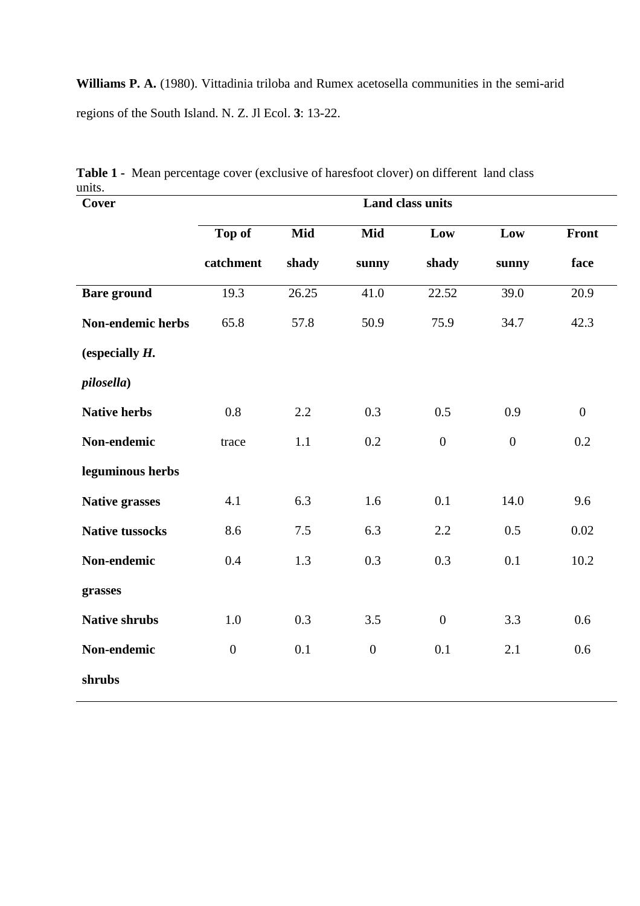**Williams P. A.** (1980). Vittadinia triloba and Rumex acetosella communities in the semi-arid regions of the South Island. N. Z. Jl Ecol. **3**: 13-22.

**Table 1 -** Mean percentage cover (exclusive of haresfoot clover) on different land class units.

| **Cover** | **Land class units** | | | | | |
|---|---|---|---|---|---|---|
| | **Top of catchment** | **Mid shady** | **Mid sunny** | **Low shady** | **Low sunny** | **Front face** |
| **Bare ground** | 19.3 | 26.25 | 41.0 | 22.52 | 39.0 | 20.9 |
| **Non-endemic herbs (especially *H. pilosella*)** | 65.8 | 57.8 | 50.9 | 75.9 | 34.7 | 42.3 |
| **Native herbs** | 0.8 | 2.2 | 0.3 | 0.5 | 0.9 | 0 |
| **Non-endemic leguminous herbs** | trace | 1.1 | 0.2 | 0 | 0 | 0.2 |
| **Native grasses** | 4.1 | 6.3 | 1.6 | 0.1 | 14.0 | 9.6 |
| **Native tussocks** | 8.6 | 7.5 | 6.3 | 2.2 | 0.5 | 0.02 |
| **Non-endemic grasses** | 0.4 | 1.3 | 0.3 | 0.3 | 0.1 | 10.2 |
| **Native shrubs** | 1.0 | 0.3 | 3.5 | 0 | 3.3 | 0.6 |
| **Non-endemic shrubs** | 0 | 0.1 | 0 | 0.1 | 2.1 | 0.6 |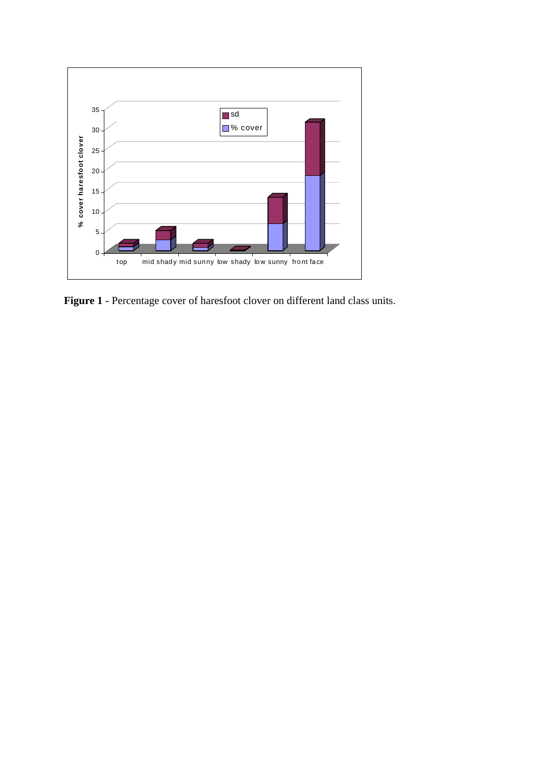35
30
25
20
15
10
5
0

% cover haresfoot clover

sd
% cover

top
mid shady
mid sunny
low shady
low sunny
front face

**Figure 1** - Percentage cover of haresfoot clover on different land class units.